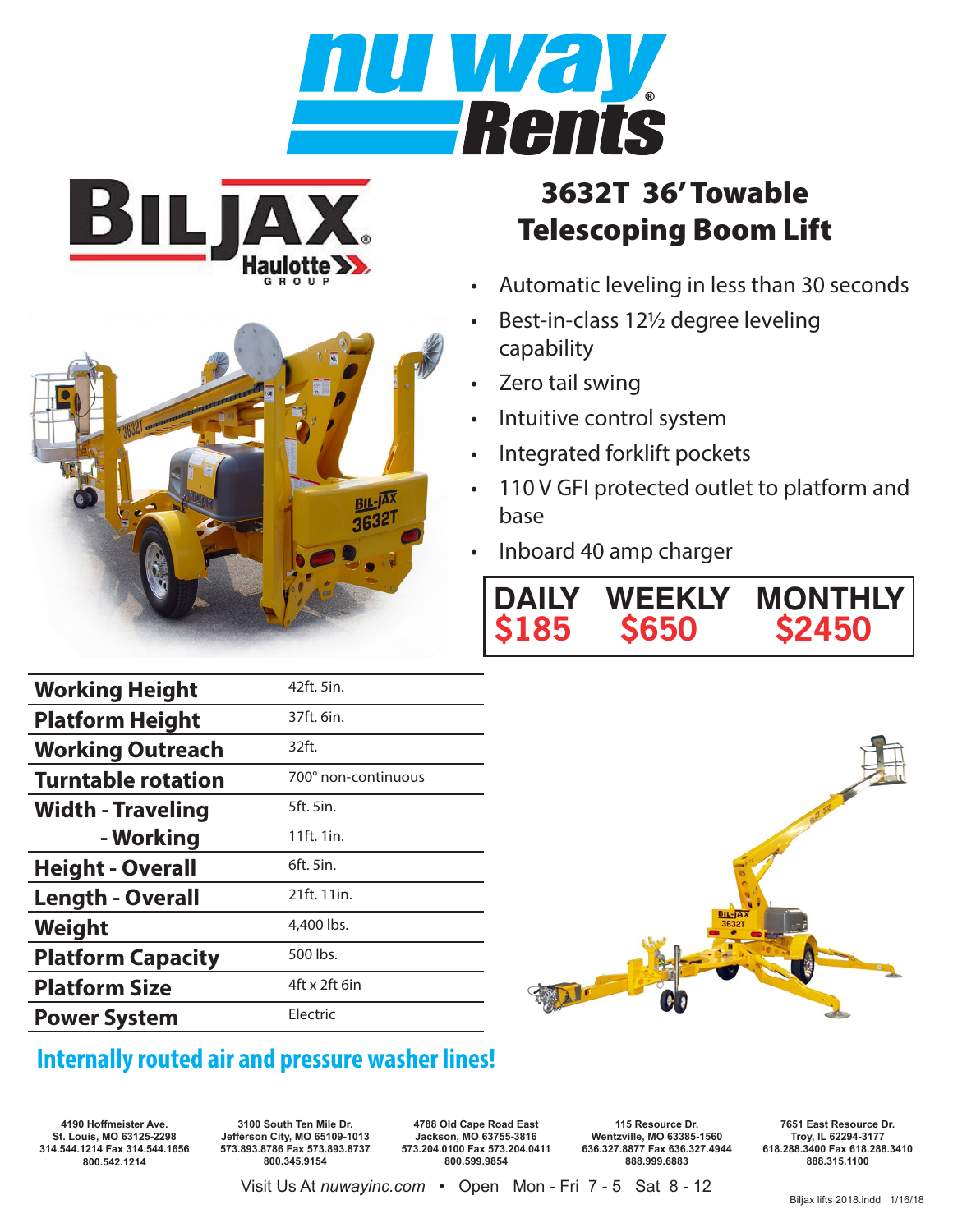# nu way Rents

# BILJAX Haulotte GROUP

## 3632T 36' Towable Telescoping Boom Lift

- Automatic leveling in less than 30 seconds
- Best-in-class 12½ degree leveling capability
- Zero tail swing
- Intuitive control system
- Integrated forklift pockets
- 110 V GFI protected outlet to platform and base
- Inboard 40 amp charger

| DAILY | WEEKLY | MONTHLY |
|---|---|---|
| $185 | $650 | $2450 |

| | |
|---|---|
| **Working Height** | 42ft. 5in. |
| **Platform Height** | 37ft. 6in. |
| **Working Outreach** | 32ft. |
| **Turntable rotation** | 700° non-continuous |
| **Width - Traveling** | 5ft. 5in. |
| **- Working** | 11ft. 1in. |
| **Height - Overall** | 6ft. 5in. |
| **Length - Overall** | 21ft. 11in. |
| **Weight** | 4,400 lbs. |
| **Platform Capacity** | 500 lbs. |
| **Platform Size** | 4ft x 2ft 6in |
| **Power System** | Electric |

**Internally routed air and pressure washer lines!**

4190 Hoffmeister Ave.
St. Louis, MO 63125-2298
314.544.1214 Fax 314.544.1656
800.542.1214

3100 South Ten Mile Dr.
Jefferson City, MO 65109-1013
573.893.8786 Fax 573.893.8737
800.345.9154

4788 Old Cape Road East
Jackson, MO 63755-3816
573.204.0100 Fax 573.204.0411
800.599.9854

115 Resource Dr.
Wentzville, MO 63385-1560
636.327.8877 Fax 636.327.4944
888.999.6883

7651 East Resource Dr.
Troy, IL 62294-3177
618.288.3400 Fax 618.288.3410
888.315.1100

Visit Us At *nuwayinc.com* • Open Mon - Fri 7 - 5 Sat 8 - 12

Biljax lifts 2018.indd 1/16/18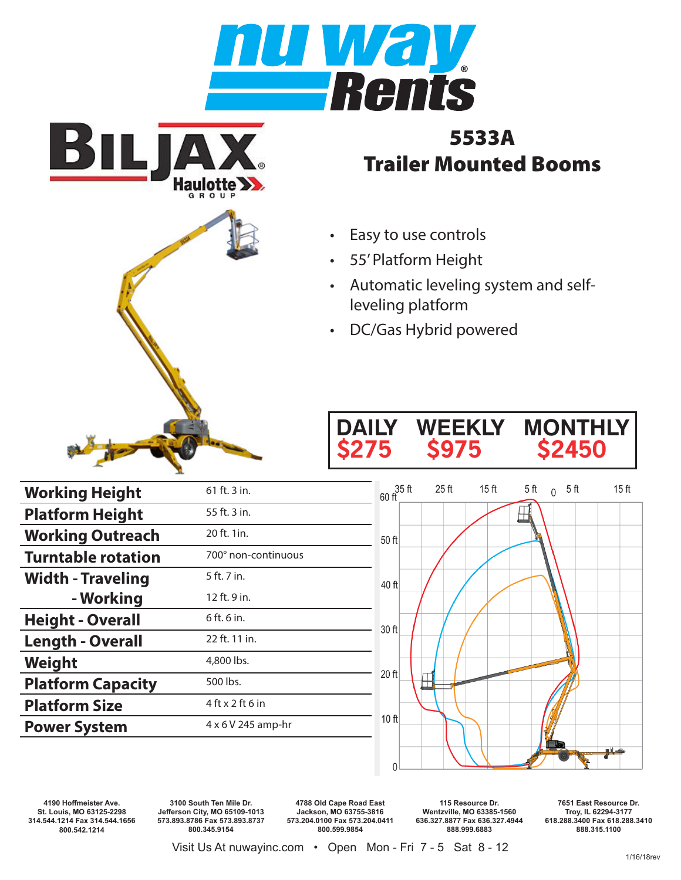# nu way Rents

# BilJax Haulotte Group

## 5533A
## Trailer Mounted Booms

- Easy to use controls
- 55' Platform Height
- Automatic leveling system and self-leveling platform
- DC/Gas Hybrid powered

| DAILY | WEEKLY | MONTHLY |
|---|---|---|
| $275 | $975 | $2450 |

| | |
|---|---|
| **Working Height** | 61 ft. 3 in. |
| **Platform Height** | 55 ft. 3 in. |
| **Working Outreach** | 20 ft. 1in. |
| **Turntable rotation** | 700° non-continuous |
| **Width - Traveling** | 5 ft. 7 in. |
| **- Working** | 12 ft. 9 in. |
| **Height - Overall** | 6 ft. 6 in. |
| **Length - Overall** | 22 ft. 11 in. |
| **Weight** | 4,800 lbs. |
| **Platform Capacity** | 500 lbs. |
| **Platform Size** | 4 ft x 2 ft 6 in |
| **Power System** | 4 x 6 V 245 amp-hr |

35 ft 25 ft 15 ft 5 ft 0 5 ft 15 ft

60 ft 50 ft 40 ft 30 ft 20 ft 10 ft 0

4190 Hoffmeister Ave.
St. Louis, MO 63125-2298
314.544.1214 Fax 314.544.1656
800.542.1214

3100 South Ten Mile Dr.
Jefferson City, MO 65109-1013
573.893.8786 Fax 573.893.8737
800.345.9154

4788 Old Cape Road East
Jackson, MO 63755-3816
573.204.0100 Fax 573.204.0411
800.599.9854

115 Resource Dr.
Wentzville, MO 63385-1560
636.327.8877 Fax 636.327.4944
888.999.6883

7651 East Resource Dr.
Troy, IL 62294-3177
618.288.3400 Fax 618.288.3410
888.315.1100

Visit Us At nuwayinc.com • Open Mon - Fri 7 - 5 Sat 8 - 12

1/16/18rev